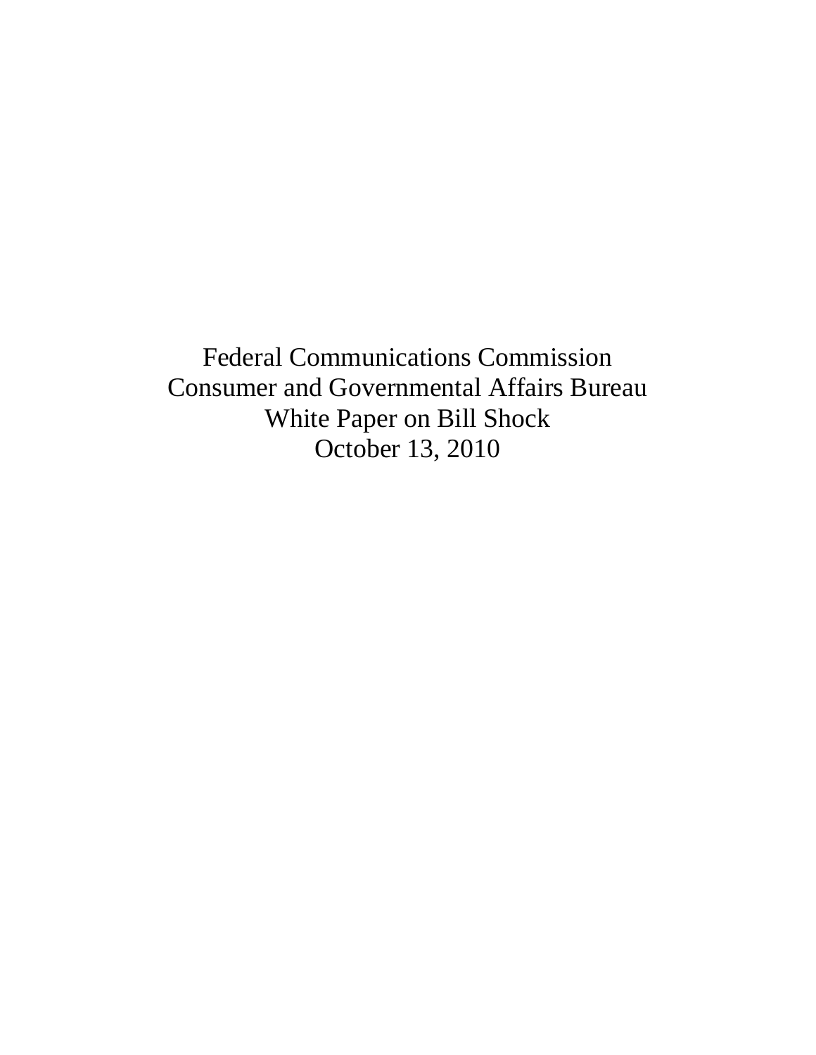# Federal Communications Commission
## Consumer and Governmental Affairs Bureau
## White Paper on Bill Shock
October 13, 2010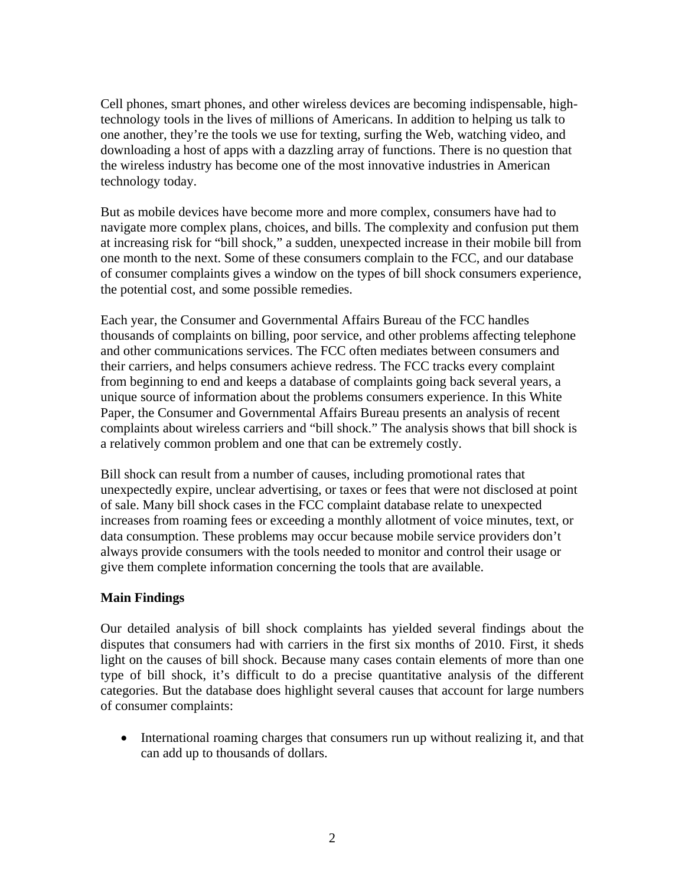Cell phones, smart phones, and other wireless devices are becoming indispensable, high-technology tools in the lives of millions of Americans. In addition to helping us talk to one another, they're the tools we use for texting, surfing the Web, watching video, and downloading a host of apps with a dazzling array of functions. There is no question that the wireless industry has become one of the most innovative industries in American technology today.

But as mobile devices have become more and more complex, consumers have had to navigate more complex plans, choices, and bills. The complexity and confusion put them at increasing risk for "bill shock," a sudden, unexpected increase in their mobile bill from one month to the next. Some of these consumers complain to the FCC, and our database of consumer complaints gives a window on the types of bill shock consumers experience, the potential cost, and some possible remedies.

Each year, the Consumer and Governmental Affairs Bureau of the FCC handles thousands of complaints on billing, poor service, and other problems affecting telephone and other communications services. The FCC often mediates between consumers and their carriers, and helps consumers achieve redress. The FCC tracks every complaint from beginning to end and keeps a database of complaints going back several years, a unique source of information about the problems consumers experience. In this White Paper, the Consumer and Governmental Affairs Bureau presents an analysis of recent complaints about wireless carriers and "bill shock." The analysis shows that bill shock is a relatively common problem and one that can be extremely costly.

Bill shock can result from a number of causes, including promotional rates that unexpectedly expire, unclear advertising, or taxes or fees that were not disclosed at point of sale. Many bill shock cases in the FCC complaint database relate to unexpected increases from roaming fees or exceeding a monthly allotment of voice minutes, text, or data consumption. These problems may occur because mobile service providers don't always provide consumers with the tools needed to monitor and control their usage or give them complete information concerning the tools that are available.

**Main Findings**

Our detailed analysis of bill shock complaints has yielded several findings about the disputes that consumers had with carriers in the first six months of 2010. First, it sheds light on the causes of bill shock. Because many cases contain elements of more than one type of bill shock, it's difficult to do a precise quantitative analysis of the different categories. But the database does highlight several causes that account for large numbers of consumer complaints:

- International roaming charges that consumers run up without realizing it, and that can add up to thousands of dollars.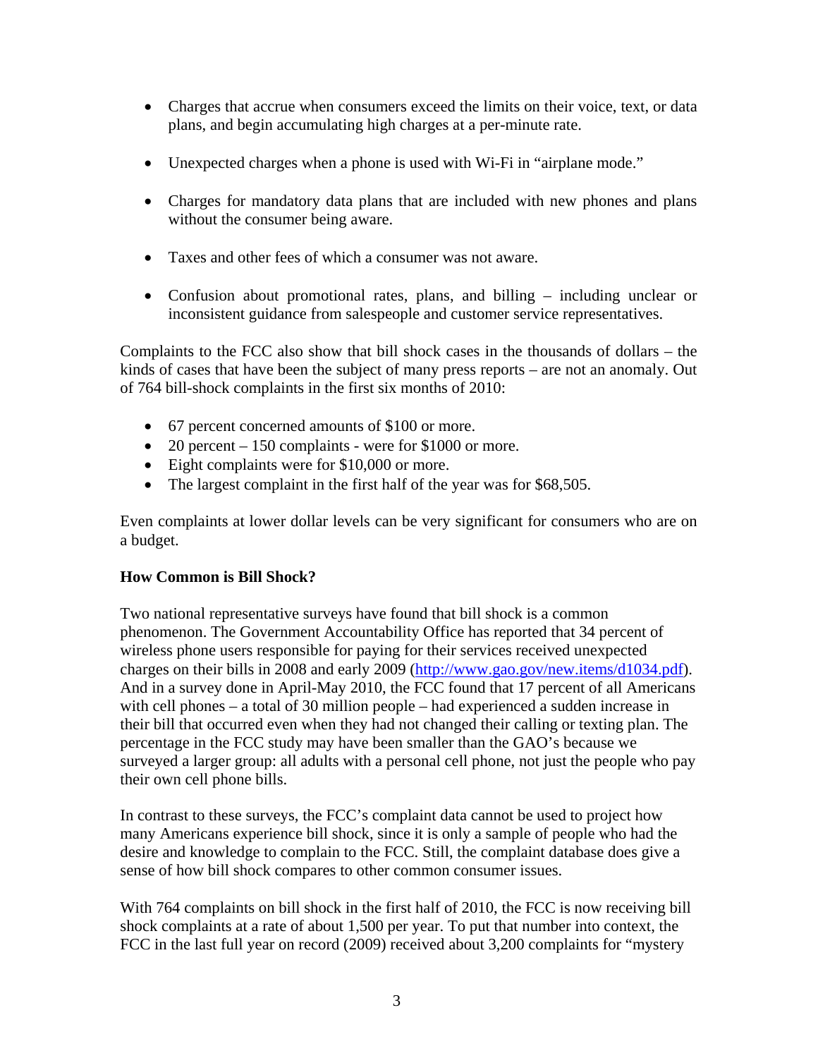- Charges that accrue when consumers exceed the limits on their voice, text, or data plans, and begin accumulating high charges at a per-minute rate.

- Unexpected charges when a phone is used with Wi-Fi in "airplane mode."

- Charges for mandatory data plans that are included with new phones and plans without the consumer being aware.

- Taxes and other fees of which a consumer was not aware.

- Confusion about promotional rates, plans, and billing – including unclear or inconsistent guidance from salespeople and customer service representatives.

Complaints to the FCC also show that bill shock cases in the thousands of dollars – the kinds of cases that have been the subject of many press reports – are not an anomaly. Out of 764 bill-shock complaints in the first six months of 2010:

- 67 percent concerned amounts of $100 or more.
- 20 percent – 150 complaints - were for $1000 or more.
- Eight complaints were for $10,000 or more.
- The largest complaint in the first half of the year was for $68,505.

Even complaints at lower dollar levels can be very significant for consumers who are on a budget.

**How Common is Bill Shock?**

Two national representative surveys have found that bill shock is a common phenomenon. The Government Accountability Office has reported that 34 percent of wireless phone users responsible for paying for their services received unexpected charges on their bills in 2008 and early 2009 (http://www.gao.gov/new.items/d1034.pdf). And in a survey done in April-May 2010, the FCC found that 17 percent of all Americans with cell phones – a total of 30 million people – had experienced a sudden increase in their bill that occurred even when they had not changed their calling or texting plan. The percentage in the FCC study may have been smaller than the GAO's because we surveyed a larger group: all adults with a personal cell phone, not just the people who pay their own cell phone bills.

In contrast to these surveys, the FCC's complaint data cannot be used to project how many Americans experience bill shock, since it is only a sample of people who had the desire and knowledge to complain to the FCC. Still, the complaint database does give a sense of how bill shock compares to other common consumer issues.

With 764 complaints on bill shock in the first half of 2010, the FCC is now receiving bill shock complaints at a rate of about 1,500 per year. To put that number into context, the FCC in the last full year on record (2009) received about 3,200 complaints for "mystery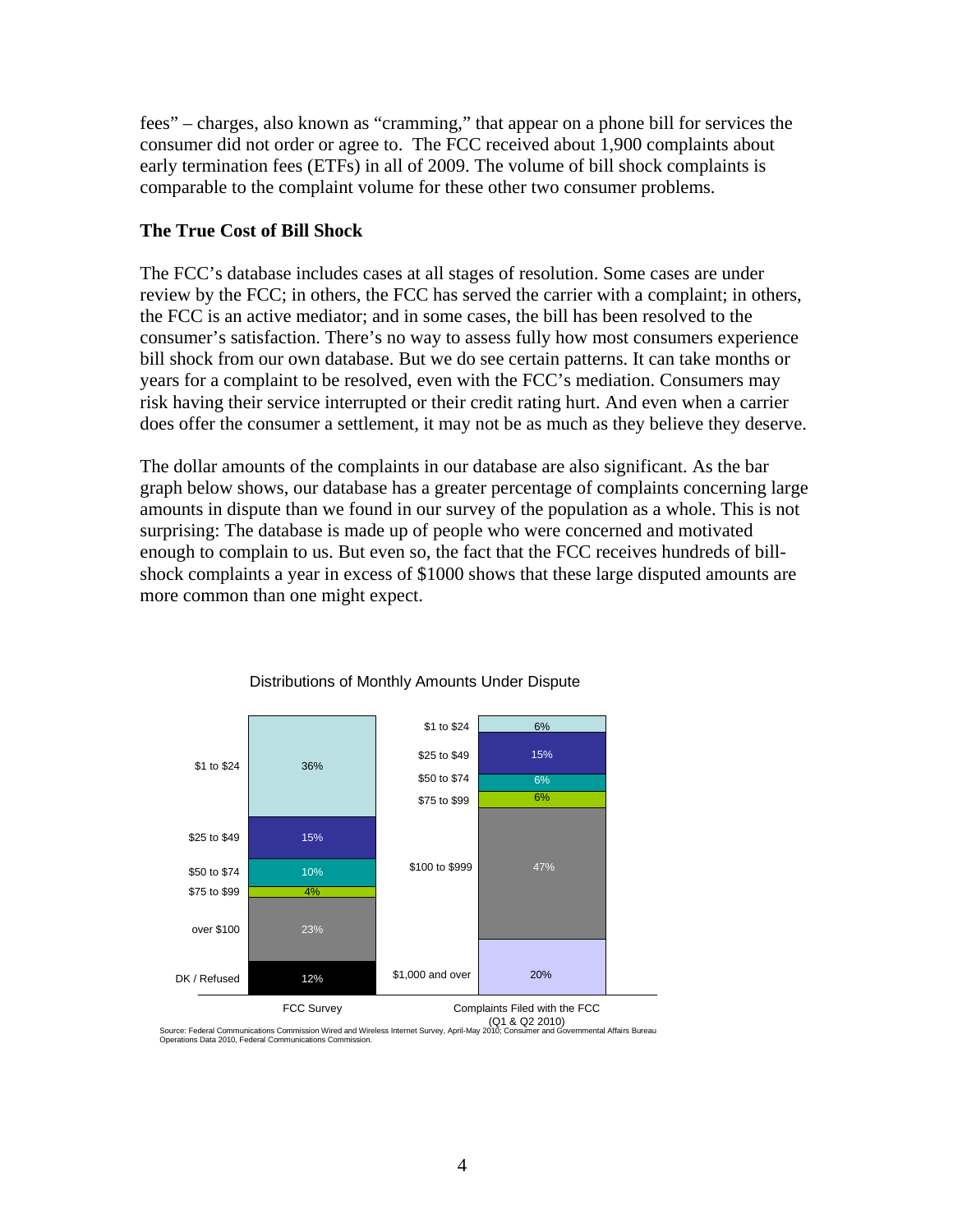fees" – charges, also known as "cramming," that appear on a phone bill for services the consumer did not order or agree to. The FCC received about 1,900 complaints about early termination fees (ETFs) in all of 2009. The volume of bill shock complaints is comparable to the complaint volume for these other two consumer problems.

### The True Cost of Bill Shock

The FCC's database includes cases at all stages of resolution. Some cases are under review by the FCC; in others, the FCC has served the carrier with a complaint; in others, the FCC is an active mediator; and in some cases, the bill has been resolved to the consumer's satisfaction. There's no way to assess fully how most consumers experience bill shock from our own database. But we do see certain patterns. It can take months or years for a complaint to be resolved, even with the FCC's mediation. Consumers may risk having their service interrupted or their credit rating hurt. And even when a carrier does offer the consumer a settlement, it may not be as much as they believe they deserve.

The dollar amounts of the complaints in our database are also significant. As the bar graph below shows, our database has a greater percentage of complaints concerning large amounts in dispute than we found in our survey of the population as a whole. This is not surprising: The database is made up of people who were concerned and motivated enough to complain to us. But even so, the fact that the FCC receives hundreds of bill-shock complaints a year in excess of $1000 shows that these large disputed amounts are more common than one might expect.

Distributions of Monthly Amounts Under Dispute

| FCC Survey | | Complaints Filed with the FCC (Q1 & Q2 2010) | |
|---|---|---|---|
| $1 to $24 | 36% | $1 to $24 | 6% |
| $25 to $49 | 15% | $25 to $49 | 15% |
| $50 to $74 | 10% | $50 to $74 | 6% |
| $75 to $99 | 4% | $75 to $99 | 6% |
| over $100 | 23% | $100 to $999 | 47% |
| DK / Refused | 12% | $1,000 and over | 20% |

Source: Federal Communications Commission Wired and Wireless Internet Survey, April-May 2010; Consumer and Governmental Affairs Bureau Operations Data 2010, Federal Communications Commission.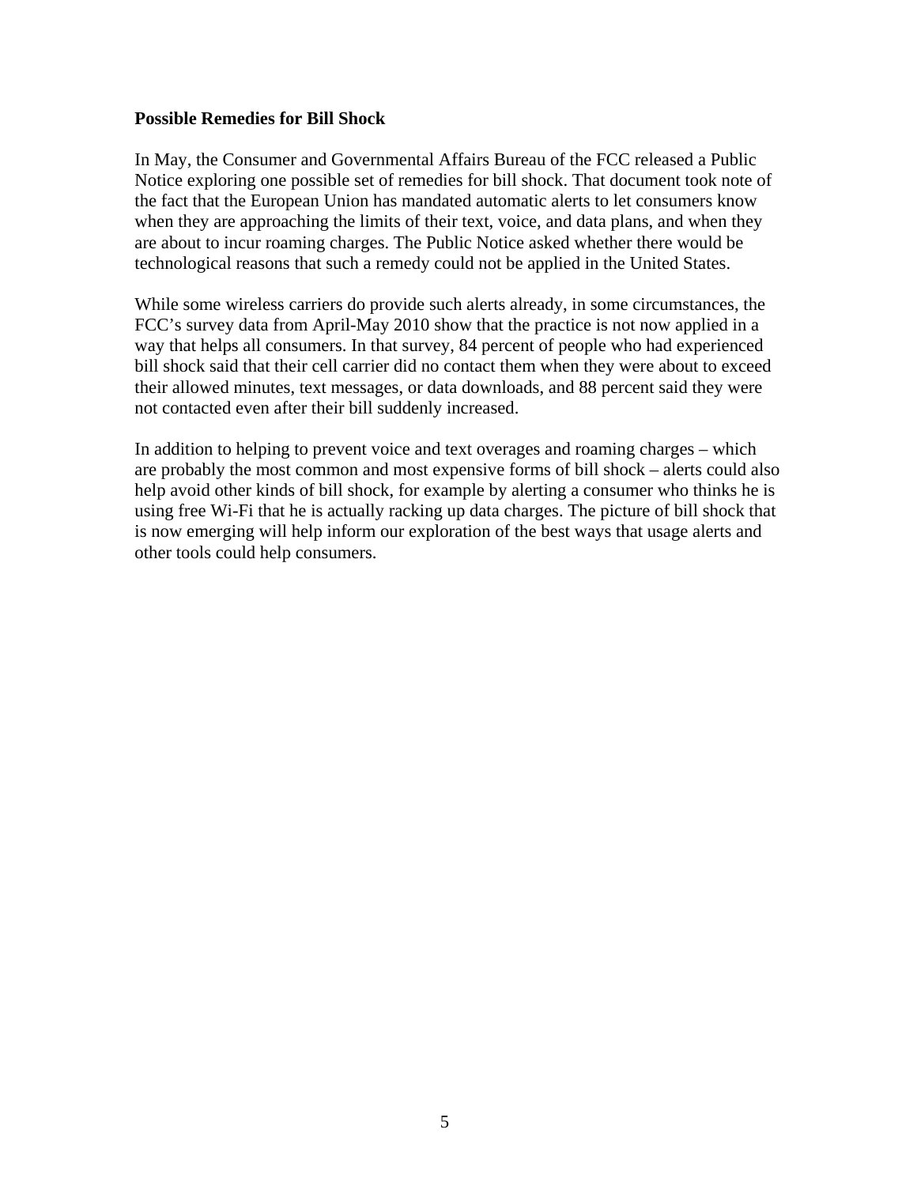**Possible Remedies for Bill Shock**

In May, the Consumer and Governmental Affairs Bureau of the FCC released a Public Notice exploring one possible set of remedies for bill shock. That document took note of the fact that the European Union has mandated automatic alerts to let consumers know when they are approaching the limits of their text, voice, and data plans, and when they are about to incur roaming charges. The Public Notice asked whether there would be technological reasons that such a remedy could not be applied in the United States.

While some wireless carriers do provide such alerts already, in some circumstances, the FCC's survey data from April-May 2010 show that the practice is not now applied in a way that helps all consumers. In that survey, 84 percent of people who had experienced bill shock said that their cell carrier did no contact them when they were about to exceed their allowed minutes, text messages, or data downloads, and 88 percent said they were not contacted even after their bill suddenly increased.

In addition to helping to prevent voice and text overages and roaming charges – which are probably the most common and most expensive forms of bill shock – alerts could also help avoid other kinds of bill shock, for example by alerting a consumer who thinks he is using free Wi-Fi that he is actually racking up data charges. The picture of bill shock that is now emerging will help inform our exploration of the best ways that usage alerts and other tools could help consumers.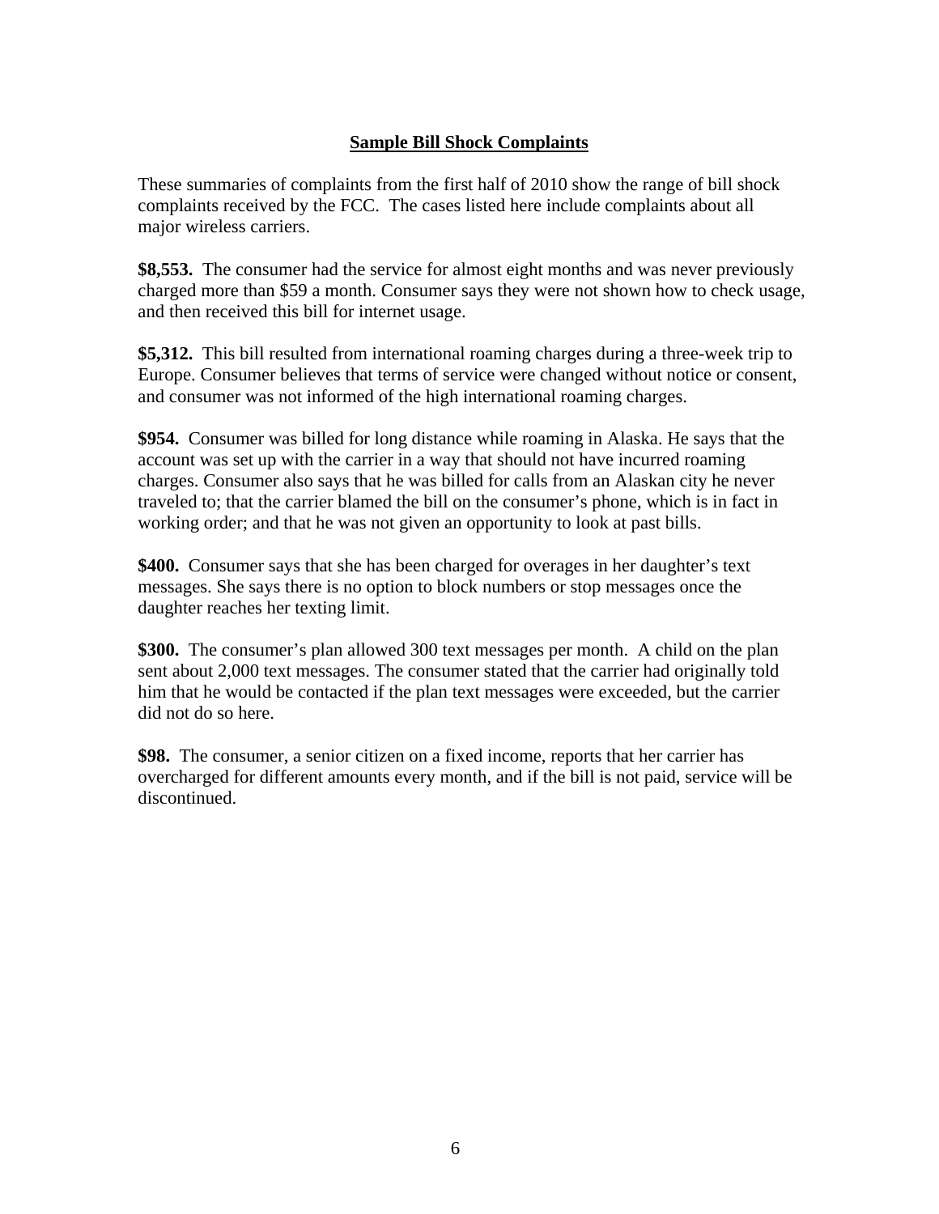# Sample Bill Shock Complaints

These summaries of complaints from the first half of 2010 show the range of bill shock complaints received by the FCC. The cases listed here include complaints about all major wireless carriers.

**$8,553.** The consumer had the service for almost eight months and was never previously charged more than $59 a month. Consumer says they were not shown how to check usage, and then received this bill for internet usage.

**$5,312.** This bill resulted from international roaming charges during a three-week trip to Europe. Consumer believes that terms of service were changed without notice or consent, and consumer was not informed of the high international roaming charges.

**$954.** Consumer was billed for long distance while roaming in Alaska. He says that the account was set up with the carrier in a way that should not have incurred roaming charges. Consumer also says that he was billed for calls from an Alaskan city he never traveled to; that the carrier blamed the bill on the consumer's phone, which is in fact in working order; and that he was not given an opportunity to look at past bills.

**$400.** Consumer says that she has been charged for overages in her daughter's text messages. She says there is no option to block numbers or stop messages once the daughter reaches her texting limit.

**$300.** The consumer's plan allowed 300 text messages per month. A child on the plan sent about 2,000 text messages. The consumer stated that the carrier had originally told him that he would be contacted if the plan text messages were exceeded, but the carrier did not do so here.

**$98.** The consumer, a senior citizen on a fixed income, reports that her carrier has overcharged for different amounts every month, and if the bill is not paid, service will be discontinued.